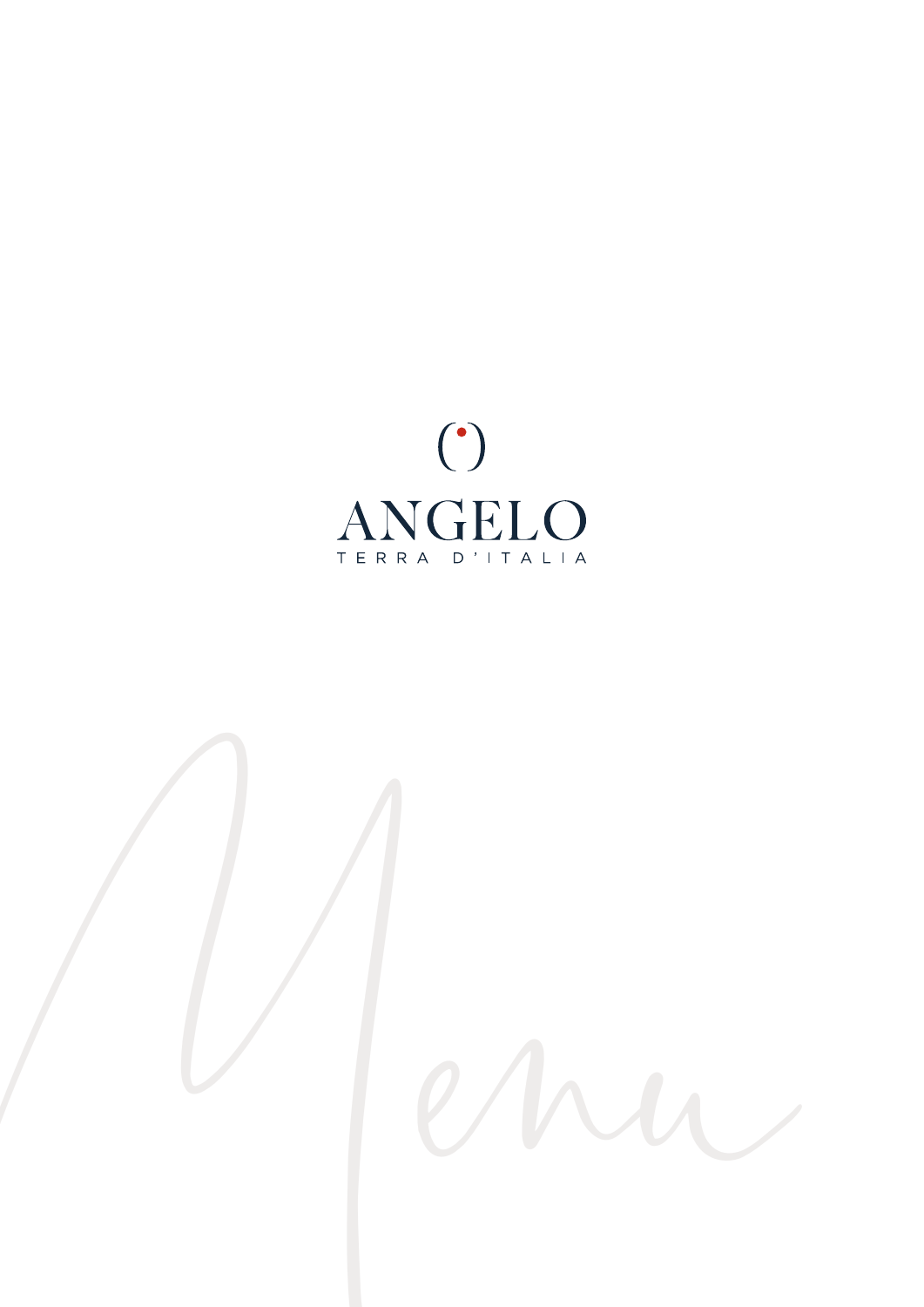# ANGELO

TERRA D'ITALIA

Menu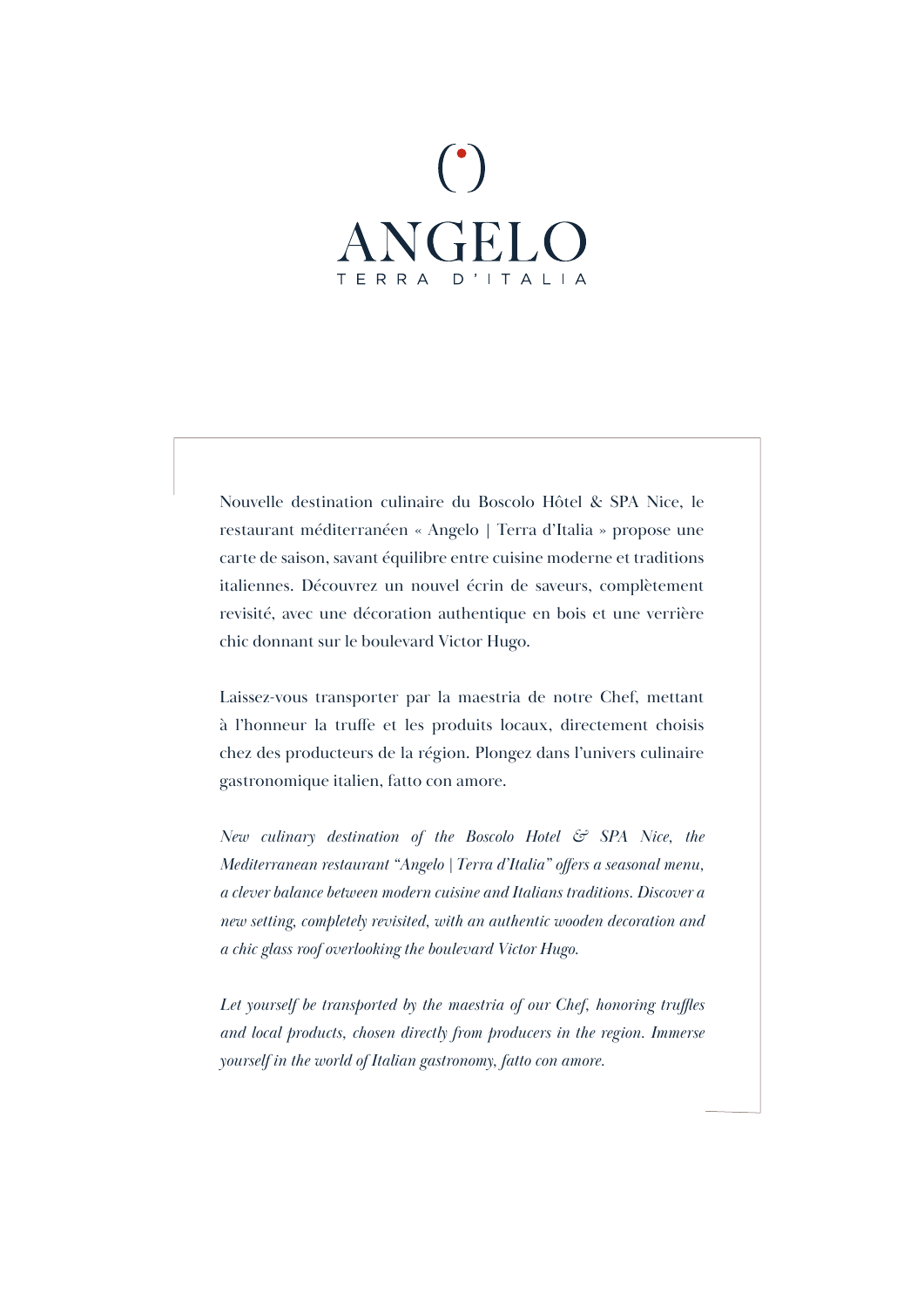# ANGELO

TERRA D'ITALIA

Nouvelle destination culinaire du Boscolo Hôtel & SPA Nice, le restaurant méditerranéen « Angelo | Terra d'Italia » propose une carte de saison, savant équilibre entre cuisine moderne et traditions italiennes. Découvrez un nouvel écrin de saveurs, complètement revisité, avec une décoration authentique en bois et une verrière chic donnant sur le boulevard Victor Hugo.

Laissez-vous transporter par la maestria de notre Chef, mettant à l'honneur la truffe et les produits locaux, directement choisis chez des producteurs de la région. Plongez dans l'univers culinaire gastronomique italien, fatto con amore.

*New culinary destination of the Boscolo Hotel & SPA Nice, the Mediterranean restaurant "Angelo | Terra d'Italia" offers a seasonal menu, a clever balance between modern cuisine and Italians traditions. Discover a new setting, completely revisited, with an authentic wooden decoration and a chic glass roof overlooking the boulevard Victor Hugo.*

*Let yourself be transported by the maestria of our Chef, honoring truffles and local products, chosen directly from producers in the region. Immerse yourself in the world of Italian gastronomy, fatto con amore.*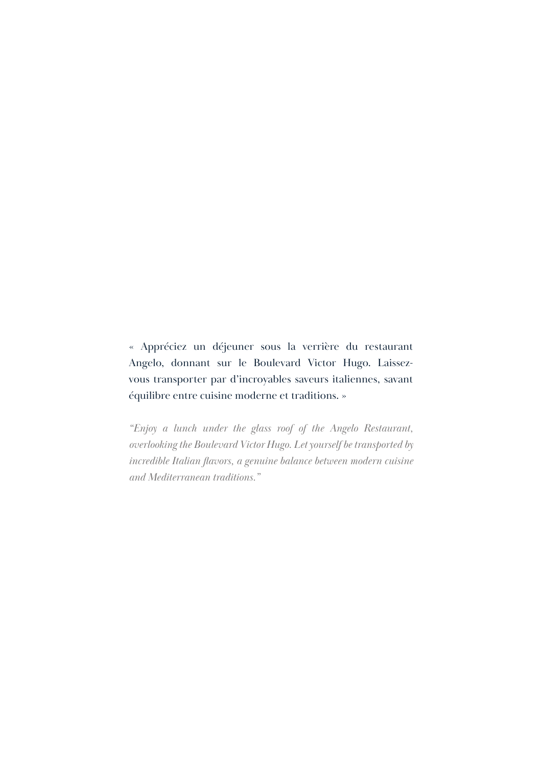« Appréciez un déjeuner sous la verrière du restaurant Angelo, donnant sur le Boulevard Victor Hugo. Laissez-vous transporter par d'incroyables saveurs italiennes, savant équilibre entre cuisine moderne et traditions. »

*"Enjoy a lunch under the glass roof of the Angelo Restaurant, overlooking the Boulevard Victor Hugo. Let yourself be transported by incredible Italian flavors, a genuine balance between modern cuisine and Mediterranean traditions."*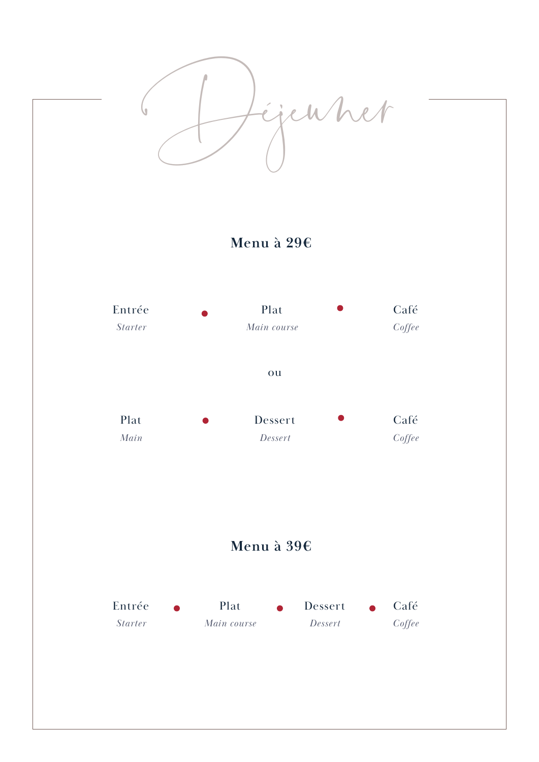# Déjeuner

## Menu à 29€

Entrée • Plat • Café

*Starter* • *Main course* • *Coffee*

ou

Plat • Dessert • Café

*Main* • *Dessert* • *Coffee*

## Menu à 39€

Entrée • Plat • Dessert • Café

*Starter* • *Main course* • *Dessert* • *Coffee*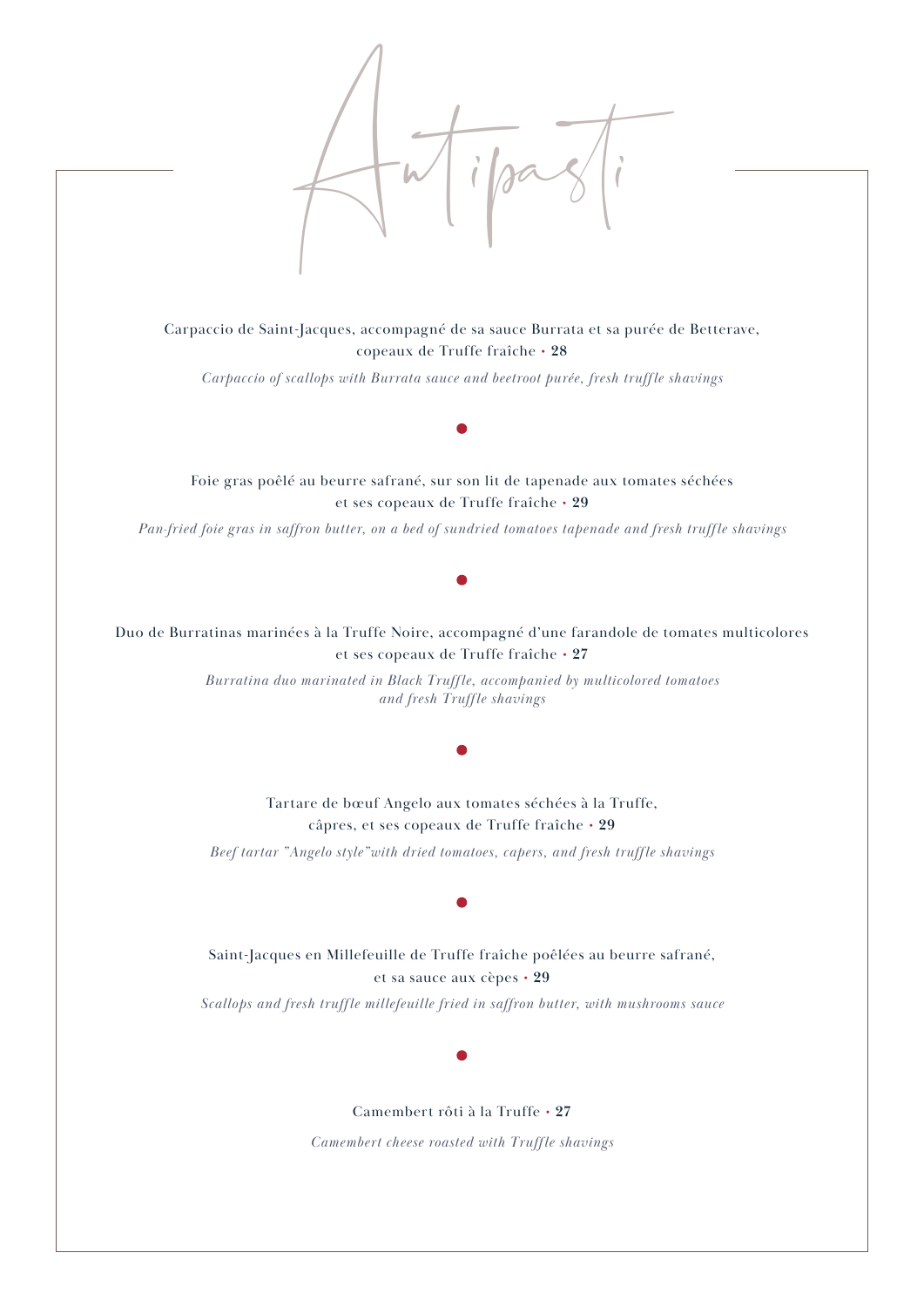# Antipasti

Carpaccio de Saint-Jacques, accompagné de sa sauce Burrata et sa purée de Betterave, copeaux de Truffe fraîche • **28**

*Carpaccio of scallops with Burrata sauce and beetroot purée, fresh truffle shavings*

Foie gras poêlé au beurre safrané, sur son lit de tapenade aux tomates séchées et ses copeaux de Truffe fraîche • **29**

*Pan-fried foie gras in saffron butter, on a bed of sundried tomatoes tapenade and fresh truffle shavings*

Duo de Burratinas marinées à la Truffe Noire, accompagné d'une farandole de tomates multicolores et ses copeaux de Truffe fraîche • **27**

*Burratina duo marinated in Black Truffle, accompanied by multicolored tomatoes and fresh Truffle shavings*

Tartare de bœuf Angelo aux tomates séchées à la Truffe, câpres, et ses copeaux de Truffe fraîche • **29**

*Beef tartar "Angelo style"with dried tomatoes, capers, and fresh truffle shavings*

Saint-Jacques en Millefeuille de Truffe fraîche poêlées au beurre safrané, et sa sauce aux cèpes • **29**

*Scallops and fresh truffle millefeuille fried in saffron butter, with mushrooms sauce*

Camembert rôti à la Truffe • **27**

*Camembert cheese roasted with Truffle shavings*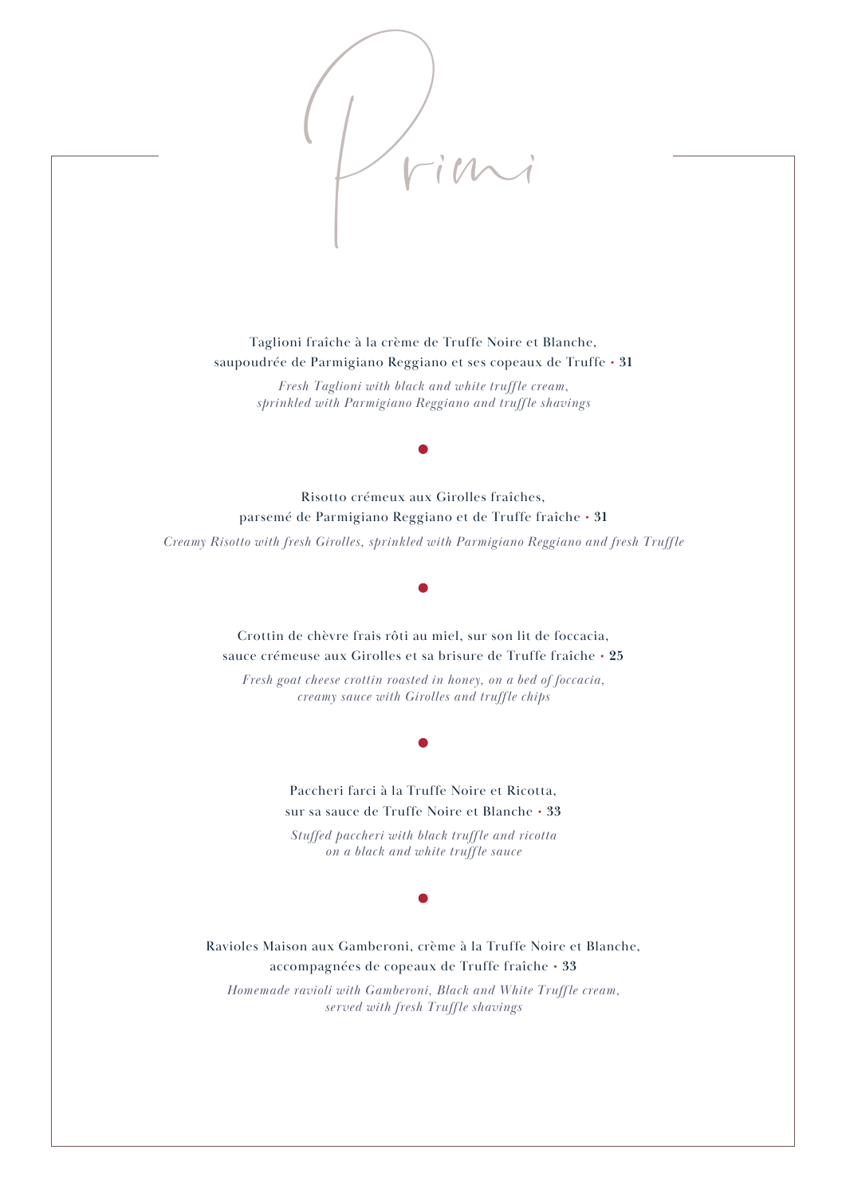# Primi

Taglioni fraîche à la crème de Truffe Noire et Blanche,
saupoudrée de Parmigiano Reggiano et ses copeaux de Truffe • **31**

*Fresh Taglioni with black and white truffle cream,*
*sprinkled with Parmigiano Reggiano and truffle shavings*

•

Risotto crémeux aux Girolles fraîches,
parsemé de Parmigiano Reggiano et de Truffe fraîche • **31**

*Creamy Risotto with fresh Girolles, sprinkled with Parmigiano Reggiano and fresh Truffle*

•

Crottin de chèvre frais rôti au miel, sur son lit de foccacia,
sauce crémeuse aux Girolles et sa brisure de Truffe fraîche • **25**

*Fresh goat cheese crottin roasted in honey, on a bed of foccacia,*
*creamy sauce with Girolles and truffle chips*

•

Paccheri farci à la Truffe Noire et Ricotta,
sur sa sauce de Truffe Noire et Blanche • **33**

*Stuffed paccheri with black truffle and ricotta*
*on a black and white truffle sauce*

•

Ravioles Maison aux Gamberoni, crème à la Truffe Noire et Blanche,
accompagnées de copeaux de Truffe fraîche • **33**

*Homemade ravioli with Gamberoni, Black and White Truffle cream,*
*served with fresh Truffle shavings*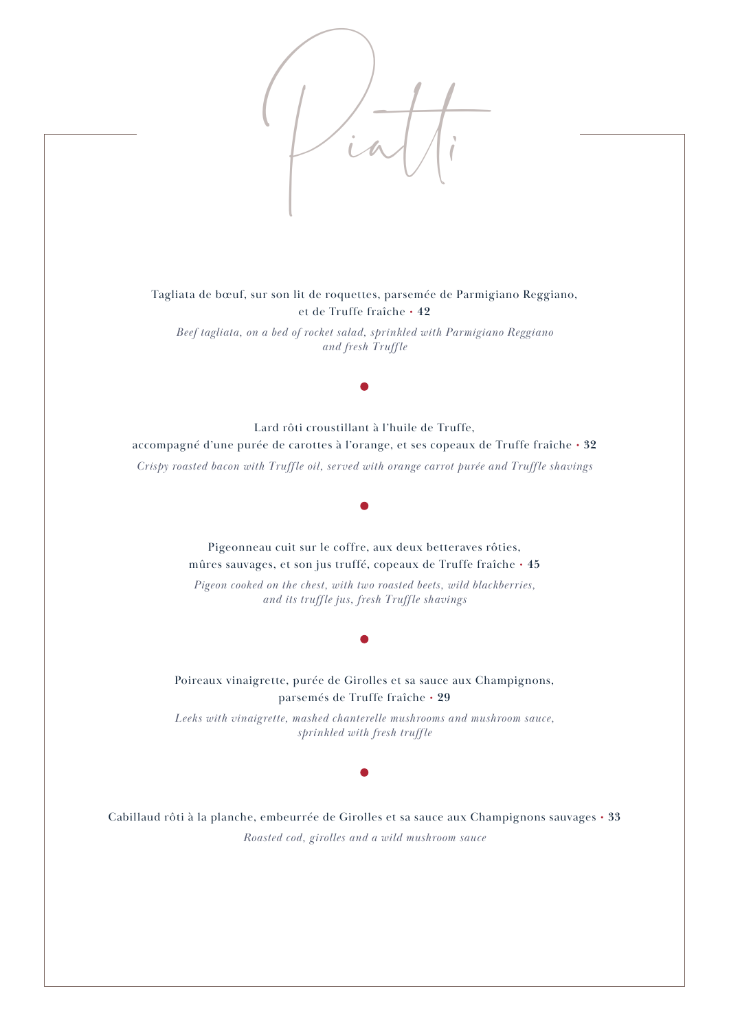# Piatti

Tagliata de bœuf, sur son lit de roquettes, parsemée de Parmigiano Reggiano, et de Truffe fraîche • **42**

*Beef tagliata, on a bed of rocket salad, sprinkled with Parmigiano Reggiano and fresh Truffle*

•

Lard rôti croustillant à l'huile de Truffe,
accompagné d'une purée de carottes à l'orange, et ses copeaux de Truffe fraîche • **32**

*Crispy roasted bacon with Truffle oil, served with orange carrot purée and Truffle shavings*

•

Pigeonneau cuit sur le coffre, aux deux betteraves rôties,
mûres sauvages, et son jus truffé, copeaux de Truffe fraîche • **45**

*Pigeon cooked on the chest, with two roasted beets, wild blackberries, and its truffle jus, fresh Truffle shavings*

•

Poireaux vinaigrette, purée de Girolles et sa sauce aux Champignons, parsemés de Truffe fraîche • **29**

*Leeks with vinaigrette, mashed chanterelle mushrooms and mushroom sauce, sprinkled with fresh truffle*

•

Cabillaud rôti à la planche, embeurrée de Girolles et sa sauce aux Champignons sauvages • **33**

*Roasted cod, girolles and a wild mushroom sauce*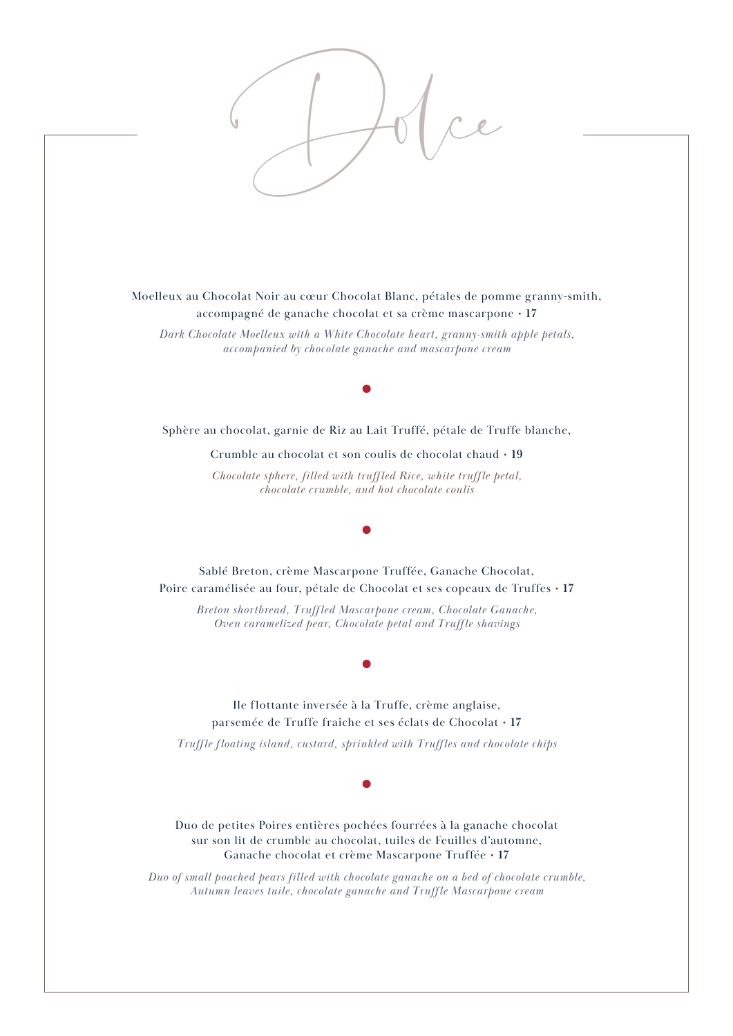# Dolce

Moelleux au Chocolat Noir au cœur Chocolat Blanc, pétales de pomme granny-smith, accompagné de ganache chocolat et sa crème mascarpone • **17**

*Dark Chocolate Moelleux with a White Chocolate heart, granny-smith apple petals, accompanied by chocolate ganache and mascarpone cream*

•

Sphère au chocolat, garnie de Riz au Lait Truffé, pétale de Truffe blanche,

Crumble au chocolat et son coulis de chocolat chaud • **19**

*Chocolate sphere, filled with truffled Rice, white truffle petal, chocolate crumble, and hot chocolate coulis*

•

Sablé Breton, crème Mascarpone Truffée, Ganache Chocolat, Poire caramélisée au four, pétale de Chocolat et ses copeaux de Truffes • **17**

*Breton shortbread, Truffled Mascarpone cream, Chocolate Ganache, Oven caramelized pear, Chocolate petal and Truffle shavings*

•

Ile flottante inversée à la Truffe, crème anglaise, parsemée de Truffe fraîche et ses éclats de Chocolat • **17**

*Truffle floating island, custard, sprinkled with Truffles and chocolate chips*

•

Duo de petites Poires entières pochées fourrées à la ganache chocolat sur son lit de crumble au chocolat, tuiles de Feuilles d'automne, Ganache chocolat et crème Mascarpone Truffée • **17**

*Duo of small poached pears filled with chocolate ganache on a bed of chocolate crumble, Autumn leaves tuile, chocolate ganache and Truffle Mascarpone cream*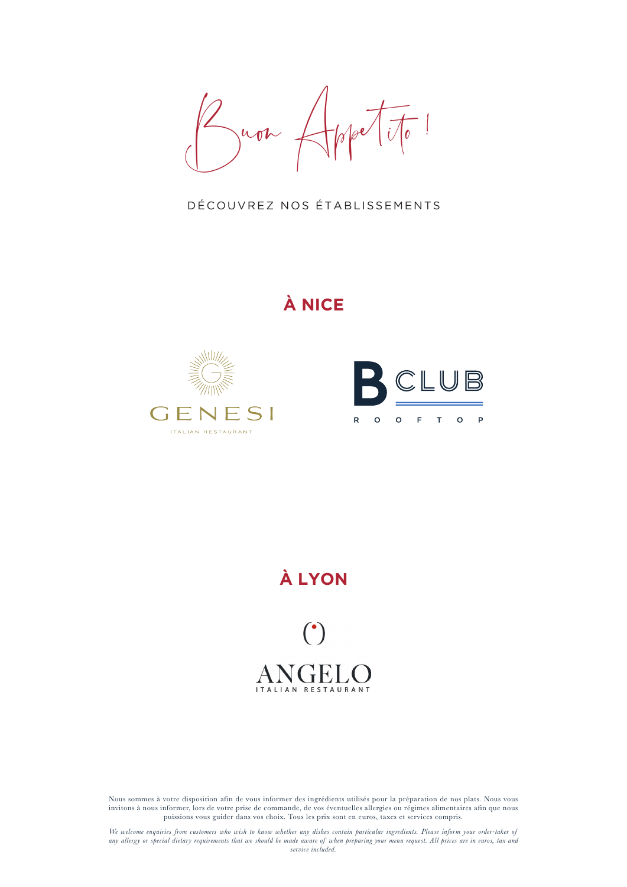Buon Appetito !

DÉCOUVREZ NOS ÉTABLISSEMENTS

## À NICE

GENESI

ITALIAN RESTAURANT

B CLUB

ROOFTOP

## À LYON

ANGELO

ITALIAN RESTAURANT

Nous sommes à votre disposition afin de vous informer des ingrédients utilisés pour la préparation de nos plats. Nous vous invitons à nous informer, lors de votre prise de commande, de vos éventuelles allergies ou régimes alimentaires afin que nous puissions vous guider dans vos choix. Tous les prix sont en euros, taxes et services compris.

*We welcome enquiries from customers who wish to know whether any dishes contain particular ingredients. Please inform your order-taker of any allergy or special dietary requirements that we should be made aware of when preparing your menu request. All prices are in euros, tax and service included.*